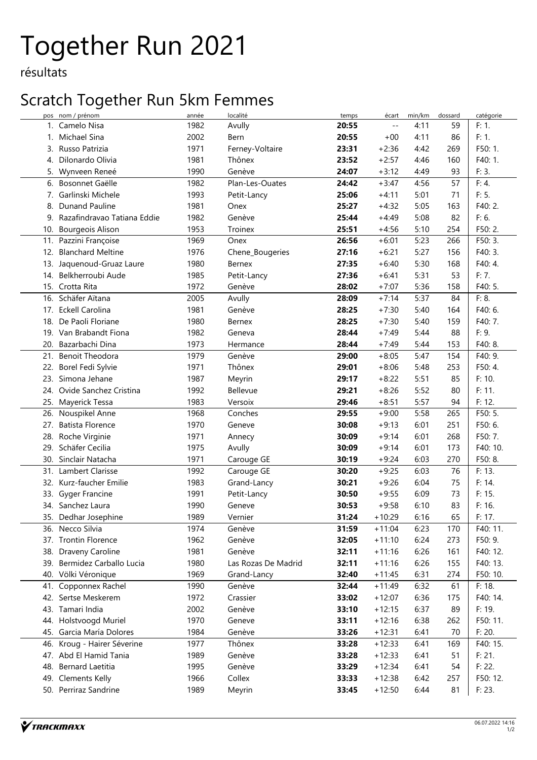# Together Run 2021

résultats

## Scratch Together Run 5km Femmes

| pos | nom / prénom | année | localité | temps | écart | min/km | dossard | catégorie |
|---|---|---|---|---|---|---|---|---|
| 1. | Camelo Nisa | 1982 | Avully | **20:55** | -- | 4:11 | 59 | F: 1. |
| 1. | Michael Sina | 2002 | Bern | **20:55** | +00 | 4:11 | 86 | F: 1. |
| 3. | Russo Patrizia | 1971 | Ferney-Voltaire | **23:31** | +2:36 | 4:42 | 269 | F50: 1. |
| 4. | Dilonardo Olivia | 1981 | Thônex | **23:52** | +2:57 | 4:46 | 160 | F40: 1. |
| 5. | Wynveen Reneé | 1990 | Genève | **24:07** | +3:12 | 4:49 | 93 | F: 3. |
| 6. | Bosonnet Gaëlle | 1982 | Plan-Les-Ouates | **24:42** | +3:47 | 4:56 | 57 | F: 4. |
| 7. | Garlinski Michele | 1993 | Petit-Lancy | **25:06** | +4:11 | 5:01 | 71 | F: 5. |
| 8. | Dunand Pauline | 1981 | Onex | **25:27** | +4:32 | 5:05 | 163 | F40: 2. |
| 9. | Razafindravao Tatiana Eddie | 1982 | Genève | **25:44** | +4:49 | 5:08 | 82 | F: 6. |
| 10. | Bourgeois Alison | 1953 | Troinex | **25:51** | +4:56 | 5:10 | 254 | F50: 2. |
| 11. | Pazzini Françoise | 1969 | Onex | **26:56** | +6:01 | 5:23 | 266 | F50: 3. |
| 12. | Blanchard Meltine | 1976 | Chene_Bougeries | **27:16** | +6:21 | 5:27 | 156 | F40: 3. |
| 13. | Jaquenoud-Gruaz Laure | 1980 | Bernex | **27:35** | +6:40 | 5:30 | 168 | F40: 4. |
| 14. | Belkherroubi Aude | 1985 | Petit-Lancy | **27:36** | +6:41 | 5:31 | 53 | F: 7. |
| 15. | Crotta Rita | 1972 | Genève | **28:02** | +7:07 | 5:36 | 158 | F40: 5. |
| 16. | Schäfer Aïtana | 2005 | Avully | **28:09** | +7:14 | 5:37 | 84 | F: 8. |
| 17. | Eckell Carolina | 1981 | Genève | **28:25** | +7:30 | 5:40 | 164 | F40: 6. |
| 18. | De Paoli Floriane | 1980 | Bernex | **28:25** | +7:30 | 5:40 | 159 | F40: 7. |
| 19. | Van Brabandt Fiona | 1982 | Geneva | **28:44** | +7:49 | 5:44 | 88 | F: 9. |
| 20. | Bazarbachi Dina | 1973 | Hermance | **28:44** | +7:49 | 5:44 | 153 | F40: 8. |
| 21. | Benoit Theodora | 1979 | Genève | **29:00** | +8:05 | 5:47 | 154 | F40: 9. |
| 22. | Borel Fedi Sylvie | 1971 | Thônex | **29:01** | +8:06 | 5:48 | 253 | F50: 4. |
| 23. | Simona Jehane | 1987 | Meyrin | **29:17** | +8:22 | 5:51 | 85 | F: 10. |
| 24. | Ovide Sanchez Cristina | 1992 | Bellevue | **29:21** | +8:26 | 5:52 | 80 | F: 11. |
| 25. | Mayerick Tessa | 1983 | Versoix | **29:46** | +8:51 | 5:57 | 94 | F: 12. |
| 26. | Nouspikel Anne | 1968 | Conches | **29:55** | +9:00 | 5:58 | 265 | F50: 5. |
| 27. | Batista Florence | 1970 | Geneve | **30:08** | +9:13 | 6:01 | 251 | F50: 6. |
| 28. | Roche Virginie | 1971 | Annecy | **30:09** | +9:14 | 6:01 | 268 | F50: 7. |
| 29. | Schäfer Cecilia | 1975 | Avully | **30:09** | +9:14 | 6:01 | 173 | F40: 10. |
| 30. | Sinclair Natacha | 1971 | Carouge GE | **30:19** | +9:24 | 6:03 | 270 | F50: 8. |
| 31. | Lambert Clarisse | 1992 | Carouge GE | **30:20** | +9:25 | 6:03 | 76 | F: 13. |
| 32. | Kurz-faucher Emilie | 1983 | Grand-Lancy | **30:21** | +9:26 | 6:04 | 75 | F: 14. |
| 33. | Gyger Francine | 1991 | Petit-Lancy | **30:50** | +9:55 | 6:09 | 73 | F: 15. |
| 34. | Sanchez Laura | 1990 | Geneve | **30:53** | +9:58 | 6:10 | 83 | F: 16. |
| 35. | Dedhar Josephine | 1989 | Vernier | **31:24** | +10:29 | 6:16 | 65 | F: 17. |
| 36. | Necco Silvia | 1974 | Genève | **31:59** | +11:04 | 6:23 | 170 | F40: 11. |
| 37. | Trontin Florence | 1962 | Genève | **32:05** | +11:10 | 6:24 | 273 | F50: 9. |
| 38. | Draveny Caroline | 1981 | Genève | **32:11** | +11:16 | 6:26 | 161 | F40: 12. |
| 39. | Bermidez Carballo Lucia | 1980 | Las Rozas De Madrid | **32:11** | +11:16 | 6:26 | 155 | F40: 13. |
| 40. | Völki Véronique | 1969 | Grand-Lancy | **32:40** | +11:45 | 6:31 | 274 | F50: 10. |
| 41. | Copponnex Rachel | 1990 | Genève | **32:44** | +11:49 | 6:32 | 61 | F: 18. |
| 42. | Sertse Meskerem | 1972 | Crassier | **33:02** | +12:07 | 6:36 | 175 | F40: 14. |
| 43. | Tamari India | 2002 | Genève | **33:10** | +12:15 | 6:37 | 89 | F: 19. |
| 44. | Holstvoogd Muriel | 1970 | Geneve | **33:11** | +12:16 | 6:38 | 262 | F50: 11. |
| 45. | Garcia María Dolores | 1984 | Genève | **33:26** | +12:31 | 6:41 | 70 | F: 20. |
| 46. | Kroug - Hairer Séverine | 1977 | Thônex | **33:28** | +12:33 | 6:41 | 169 | F40: 15. |
| 47. | Abd El Hamid Tania | 1989 | Genève | **33:28** | +12:33 | 6:41 | 51 | F: 21. |
| 48. | Bernard Laetitia | 1995 | Genève | **33:29** | +12:34 | 6:41 | 54 | F: 22. |
| 49. | Clements Kelly | 1966 | Collex | **33:33** | +12:38 | 6:42 | 257 | F50: 12. |
| 50. | Perriraz Sandrine | 1989 | Meyrin | **33:45** | +12:50 | 6:44 | 81 | F: 23. |

TRACKMAXX

06.07.2022 14:16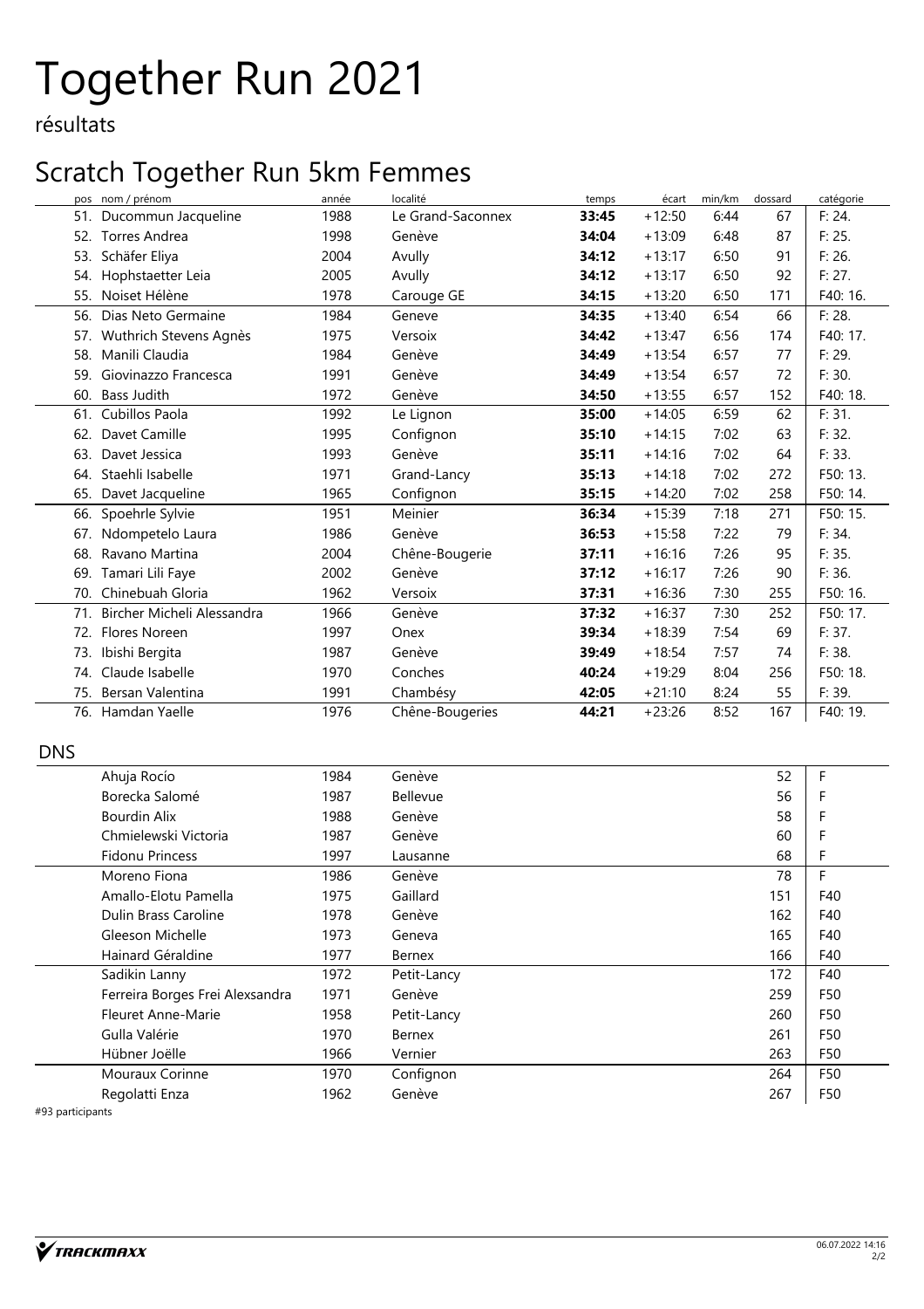# Together Run 2021

résultats

## Scratch Together Run 5km Femmes

| pos | nom / prénom | année | localité | temps | écart | min/km | dossard | catégorie |
|---|---|---|---|---|---|---|---|---|
| 51. | Ducommun Jacqueline | 1988 | Le Grand-Saconnex | **33:45** | +12:50 | 6:44 | 67 | F: 24. |
| 52. | Torres Andrea | 1998 | Genève | **34:04** | +13:09 | 6:48 | 87 | F: 25. |
| 53. | Schäfer Eliya | 2004 | Avully | **34:12** | +13:17 | 6:50 | 91 | F: 26. |
| 54. | Hophstaetter Leia | 2005 | Avully | **34:12** | +13:17 | 6:50 | 92 | F: 27. |
| 55. | Noiset Hélène | 1978 | Carouge GE | **34:15** | +13:20 | 6:50 | 171 | F40: 16. |
| 56. | Dias Neto Germaine | 1984 | Geneve | **34:35** | +13:40 | 6:54 | 66 | F: 28. |
| 57. | Wuthrich Stevens Agnès | 1975 | Versoix | **34:42** | +13:47 | 6:56 | 174 | F40: 17. |
| 58. | Manili Claudia | 1984 | Genève | **34:49** | +13:54 | 6:57 | 77 | F: 29. |
| 59. | Giovinazzo Francesca | 1991 | Genève | **34:49** | +13:54 | 6:57 | 72 | F: 30. |
| 60. | Bass Judith | 1972 | Genève | **34:50** | +13:55 | 6:57 | 152 | F40: 18. |
| 61. | Cubillos Paola | 1992 | Le Lignon | **35:00** | +14:05 | 6:59 | 62 | F: 31. |
| 62. | Davet Camille | 1995 | Confignon | **35:10** | +14:15 | 7:02 | 63 | F: 32. |
| 63. | Davet Jessica | 1993 | Genève | **35:11** | +14:16 | 7:02 | 64 | F: 33. |
| 64. | Staehli Isabelle | 1971 | Grand-Lancy | **35:13** | +14:18 | 7:02 | 272 | F50: 13. |
| 65. | Davet Jacqueline | 1965 | Confignon | **35:15** | +14:20 | 7:02 | 258 | F50: 14. |
| 66. | Spoehrle Sylvie | 1951 | Meinier | **36:34** | +15:39 | 7:18 | 271 | F50: 15. |
| 67. | Ndompetelo Laura | 1986 | Genève | **36:53** | +15:58 | 7:22 | 79 | F: 34. |
| 68. | Ravano Martina | 2004 | Chêne-Bougerie | **37:11** | +16:16 | 7:26 | 95 | F: 35. |
| 69. | Tamari Lili Faye | 2002 | Genève | **37:12** | +16:17 | 7:26 | 90 | F: 36. |
| 70. | Chinebuah Gloria | 1962 | Versoix | **37:31** | +16:36 | 7:30 | 255 | F50: 16. |
| 71. | Bircher Micheli Alessandra | 1966 | Genève | **37:32** | +16:37 | 7:30 | 252 | F50: 17. |
| 72. | Flores Noreen | 1997 | Onex | **39:34** | +18:39 | 7:54 | 69 | F: 37. |
| 73. | Ibishi Bergita | 1987 | Genève | **39:49** | +18:54 | 7:57 | 74 | F: 38. |
| 74. | Claude Isabelle | 1970 | Conches | **40:24** | +19:29 | 8:04 | 256 | F50: 18. |
| 75. | Bersan Valentina | 1991 | Chambésy | **42:05** | +21:10 | 8:24 | 55 | F: 39. |
| 76. | Hamdan Yaelle | 1976 | Chêne-Bougeries | **44:21** | +23:26 | 8:52 | 167 | F40: 19. |

### DNS

| nom / prénom | année | localité | dossard | catégorie |
|---|---|---|---|---|
| Ahuja Rocío | 1984 | Genève | 52 | F |
| Borecka Salomé | 1987 | Bellevue | 56 | F |
| Bourdin Alix | 1988 | Genève | 58 | F |
| Chmielewski Victoria | 1987 | Genève | 60 | F |
| Fidonu Princess | 1997 | Lausanne | 68 | F |
| Moreno Fiona | 1986 | Genève | 78 | F |
| Amallo-Elotu Pamella | 1975 | Gaillard | 151 | F40 |
| Dulin Brass Caroline | 1978 | Genève | 162 | F40 |
| Gleeson Michelle | 1973 | Geneva | 165 | F40 |
| Hainard Géraldine | 1977 | Bernex | 166 | F40 |
| Sadikin Lanny | 1972 | Petit-Lancy | 172 | F40 |
| Ferreira Borges Frei Alexsandra | 1971 | Genève | 259 | F50 |
| Fleuret Anne-Marie | 1958 | Petit-Lancy | 260 | F50 |
| Gulla Valérie | 1970 | Bernex | 261 | F50 |
| Hübner Joëlle | 1966 | Vernier | 263 | F50 |
| Mouraux Corinne | 1970 | Confignon | 264 | F50 |
| Regolatti Enza | 1962 | Genève | 267 | F50 |

#93 participants

TRACKMAXX

06.07.2022 14:16